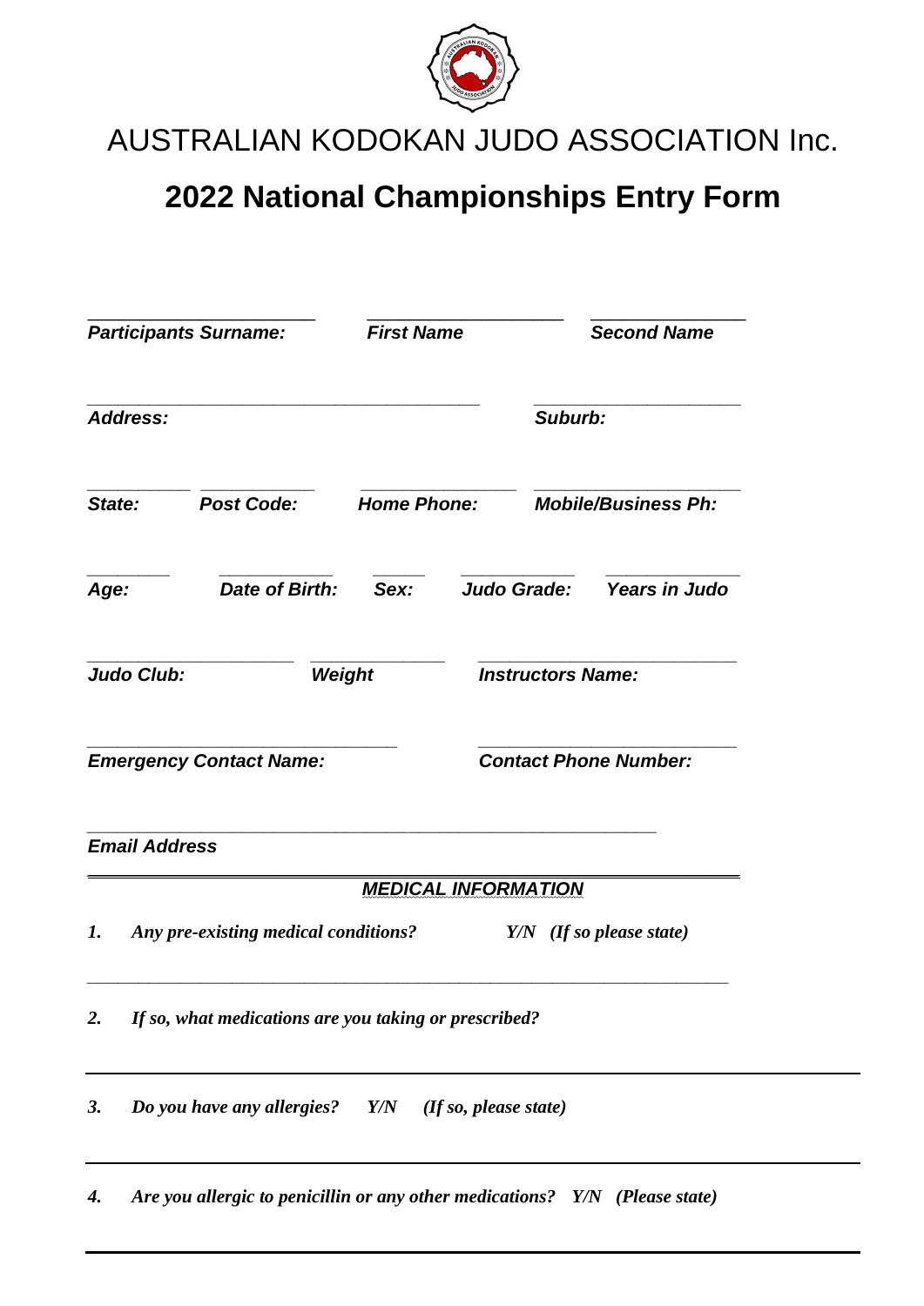# AUSTRALIAN KODOKAN JUDO ASSOCIATION Inc.

## 2022 National Championships Entry Form

**_Participants Surname:_** ______________________ **_First Name_** ______________________ **_Second Name_** ______________________

**_Address:_** ______________________________________________ **_Suburb:_** ______________________

**_State:_** __________ **_Post Code:_** __________ **_Home Phone:_** ______________ **_Mobile/Business Ph:_** ______________

**_Age:_** ________ **_Date of Birth:_** __________ **_Sex:_** ______ **_Judo Grade:_** __________ **_Years in Judo_** __________

**_Judo Club:_** ______________________ **_Weight_** ______________ **_Instructors Name:_** ______________________

**_Emergency Contact Name:_** ______________________________ **_Contact Phone Number:_** ______________________

**_Email Address_** ________________________________________________________________

---

***MEDICAL INFORMATION***

1. ***Any pre-existing medical conditions?*** ***Y/N (If so please state)***

________________________________________________________________

2. ***If so, what medications are you taking or prescribed?***

________________________________________________________________

3. ***Do you have any allergies?*** ***Y/N*** ***(If so, please state)***

________________________________________________________________

4. ***Are you allergic to penicillin or any other medications?*** ***Y/N (Please state)***

________________________________________________________________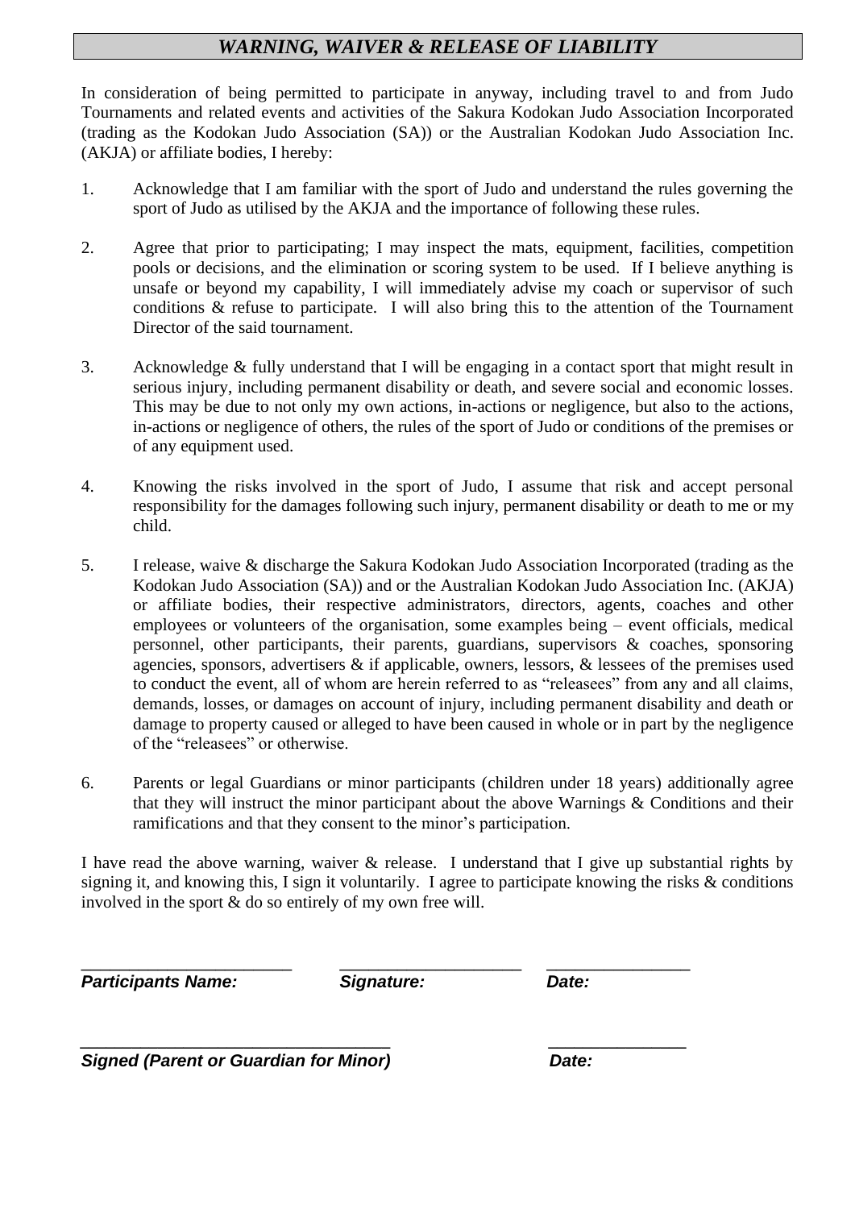## *WARNING, WAIVER & RELEASE OF LIABILITY*

In consideration of being permitted to participate in anyway, including travel to and from Judo Tournaments and related events and activities of the Sakura Kodokan Judo Association Incorporated (trading as the Kodokan Judo Association (SA)) or the Australian Kodokan Judo Association Inc. (AKJA) or affiliate bodies, I hereby:

1. Acknowledge that I am familiar with the sport of Judo and understand the rules governing the sport of Judo as utilised by the AKJA and the importance of following these rules.

2. Agree that prior to participating; I may inspect the mats, equipment, facilities, competition pools or decisions, and the elimination or scoring system to be used. If I believe anything is unsafe or beyond my capability, I will immediately advise my coach or supervisor of such conditions & refuse to participate. I will also bring this to the attention of the Tournament Director of the said tournament.

3. Acknowledge & fully understand that I will be engaging in a contact sport that might result in serious injury, including permanent disability or death, and severe social and economic losses. This may be due to not only my own actions, in-actions or negligence, but also to the actions, in-actions or negligence of others, the rules of the sport of Judo or conditions of the premises or of any equipment used.

4. Knowing the risks involved in the sport of Judo, I assume that risk and accept personal responsibility for the damages following such injury, permanent disability or death to me or my child.

5. I release, waive & discharge the Sakura Kodokan Judo Association Incorporated (trading as the Kodokan Judo Association (SA)) and or the Australian Kodokan Judo Association Inc. (AKJA) or affiliate bodies, their respective administrators, directors, agents, coaches and other employees or volunteers of the organisation, some examples being – event officials, medical personnel, other participants, their parents, guardians, supervisors & coaches, sponsoring agencies, sponsors, advertisers & if applicable, owners, lessors, & lessees of the premises used to conduct the event, all of whom are herein referred to as "releasees" from any and all claims, demands, losses, or damages on account of injury, including permanent disability and death or damage to property caused or alleged to have been caused in whole or in part by the negligence of the "releasees" or otherwise.

6. Parents or legal Guardians or minor participants (children under 18 years) additionally agree that they will instruct the minor participant about the above Warnings & Conditions and their ramifications and that they consent to the minor's participation.

I have read the above warning, waiver & release. I understand that I give up substantial rights by signing it, and knowing this, I sign it voluntarily. I agree to participate knowing the risks & conditions involved in the sport & do so entirely of my own free will.

\_\_\_\_\_\_\_\_\_\_\_\_\_\_\_\_\_\_\_\_\_\_\_ \_\_\_\_\_\_\_\_\_\_\_\_\_\_\_\_\_\_\_\_ \_\_\_\_\_\_\_\_\_\_\_\_\_\_\_\_

***Participants Name:*** ***Signature:*** ***Date:***

\_\_\_\_\_\_\_\_\_\_\_\_\_\_\_\_\_\_\_\_\_\_\_\_\_\_\_\_\_\_\_\_\_\_ \_\_\_\_\_\_\_\_\_\_\_\_\_\_\_

***Signed (Parent or Guardian for Minor)*** ***Date:***